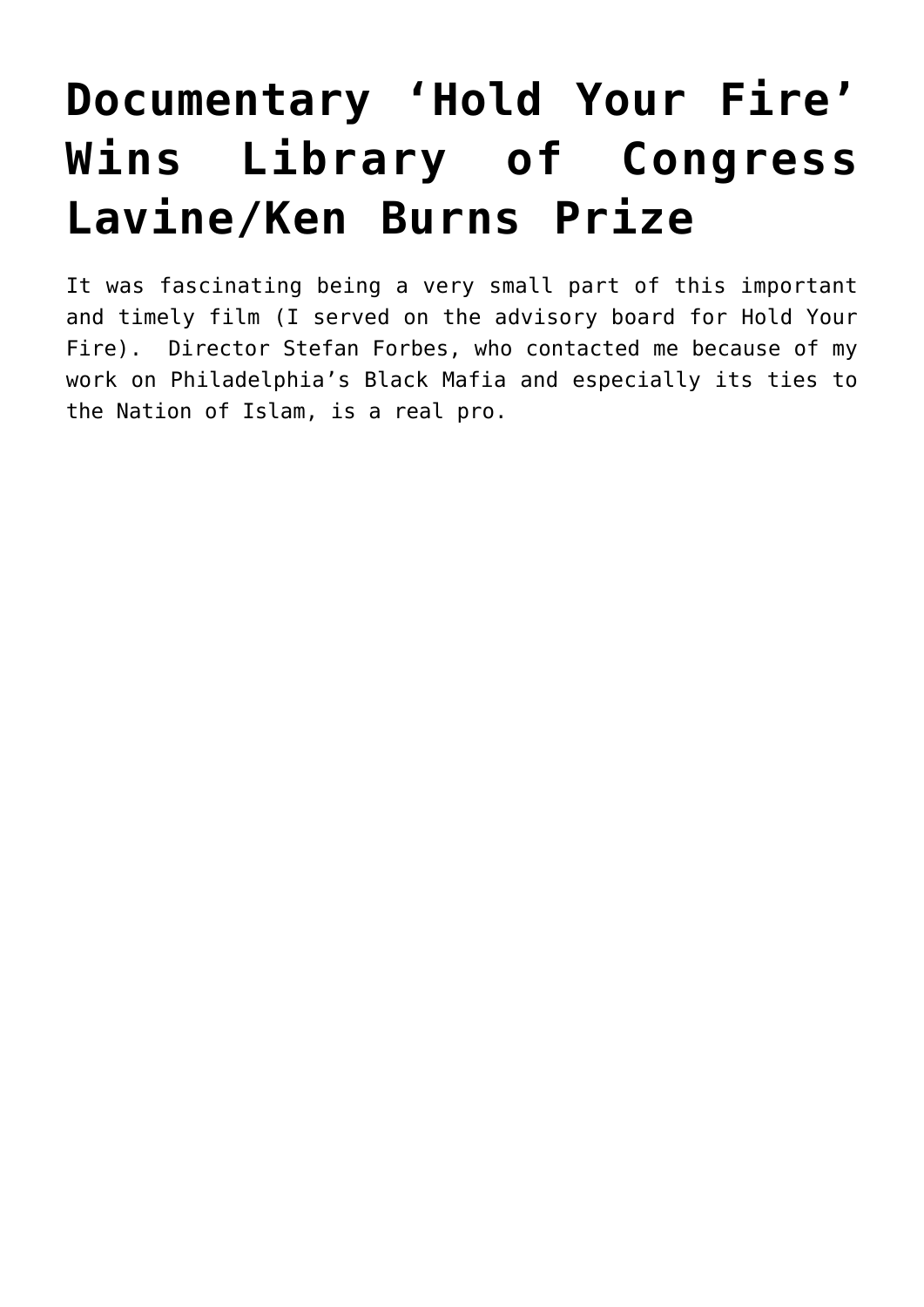# Documentary 'Hold Your Fire' Wins Library of Congress Lavine/Ken Burns Prize

It was fascinating being a very small part of this important and timely film (I served on the advisory board for Hold Your Fire). Director Stefan Forbes, who contacted me because of my work on Philadelphia's Black Mafia and especially its ties to the Nation of Islam, is a real pro.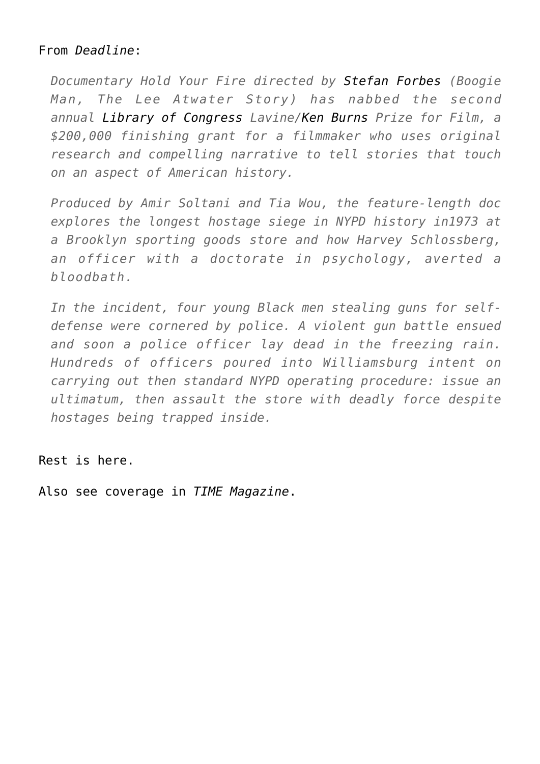From *Deadline*:

> *Documentary Hold Your Fire directed by Stefan Forbes (Boogie Man, The Lee Atwater Story) has nabbed the second annual Library of Congress Lavine/Ken Burns Prize for Film, a $200,000 finishing grant for a filmmaker who uses original research and compelling narrative to tell stories that touch on an aspect of American history.*
>
> *Produced by Amir Soltani and Tia Wou, the feature-length doc explores the longest hostage siege in NYPD history in1973 at a Brooklyn sporting goods store and how Harvey Schlossberg, an officer with a doctorate in psychology, averted a bloodbath.*
>
> *In the incident, four young Black men stealing guns for self-defense were cornered by police. A violent gun battle ensued and soon a police officer lay dead in the freezing rain. Hundreds of officers poured into Williamsburg intent on carrying out then standard NYPD operating procedure: issue an ultimatum, then assault the store with deadly force despite hostages being trapped inside.*

Rest is here.

Also see coverage in *TIME Magazine*.